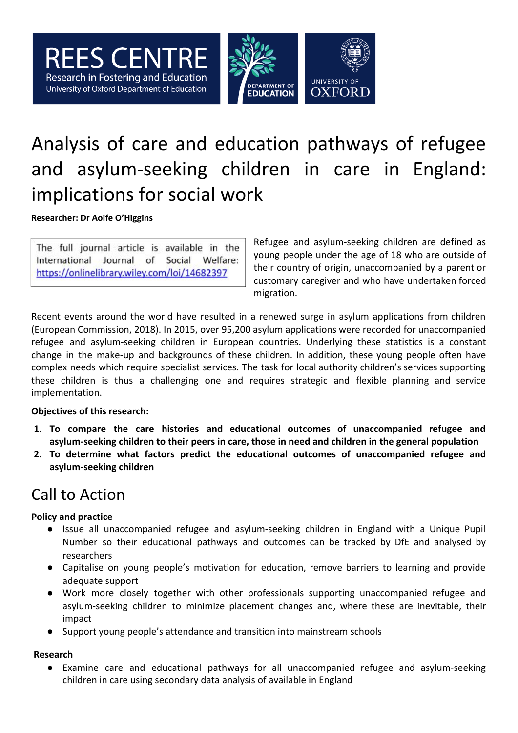REES CENTRE
Research in Fostering and Education
University of Oxford Department of Education

DEPARTMENT OF EDUCATION

UNIVERSITY OF OXFORD

# Analysis of care and education pathways of refugee and asylum-seeking children in care in England: implications for social work

**Researcher: Dr Aoife O'Higgins**

> The full journal article is available in the International Journal of Social Welfare: https://onlinelibrary.wiley.com/loi/14682397

Refugee and asylum-seeking children are defined as young people under the age of 18 who are outside of their country of origin, unaccompanied by a parent or customary caregiver and who have undertaken forced migration.

Recent events around the world have resulted in a renewed surge in asylum applications from children (European Commission, 2018). In 2015, over 95,200 asylum applications were recorded for unaccompanied refugee and asylum-seeking children in European countries. Underlying these statistics is a constant change in the make-up and backgrounds of these children. In addition, these young people often have complex needs which require specialist services. The task for local authority children's services supporting these children is thus a challenging one and requires strategic and flexible planning and service implementation.

**Objectives of this research:**

1. **To compare the care histories and educational outcomes of unaccompanied refugee and asylum-seeking children to their peers in care, those in need and children in the general population**
2. **To determine what factors predict the educational outcomes of unaccompanied refugee and asylum-seeking children**

## Call to Action

**Policy and practice**

- Issue all unaccompanied refugee and asylum-seeking children in England with a Unique Pupil Number so their educational pathways and outcomes can be tracked by DfE and analysed by researchers
- Capitalise on young people's motivation for education, remove barriers to learning and provide adequate support
- Work more closely together with other professionals supporting unaccompanied refugee and asylum-seeking children to minimize placement changes and, where these are inevitable, their impact
- Support young people's attendance and transition into mainstream schools

**Research**

- Examine care and educational pathways for all unaccompanied refugee and asylum-seeking children in care using secondary data analysis of available in England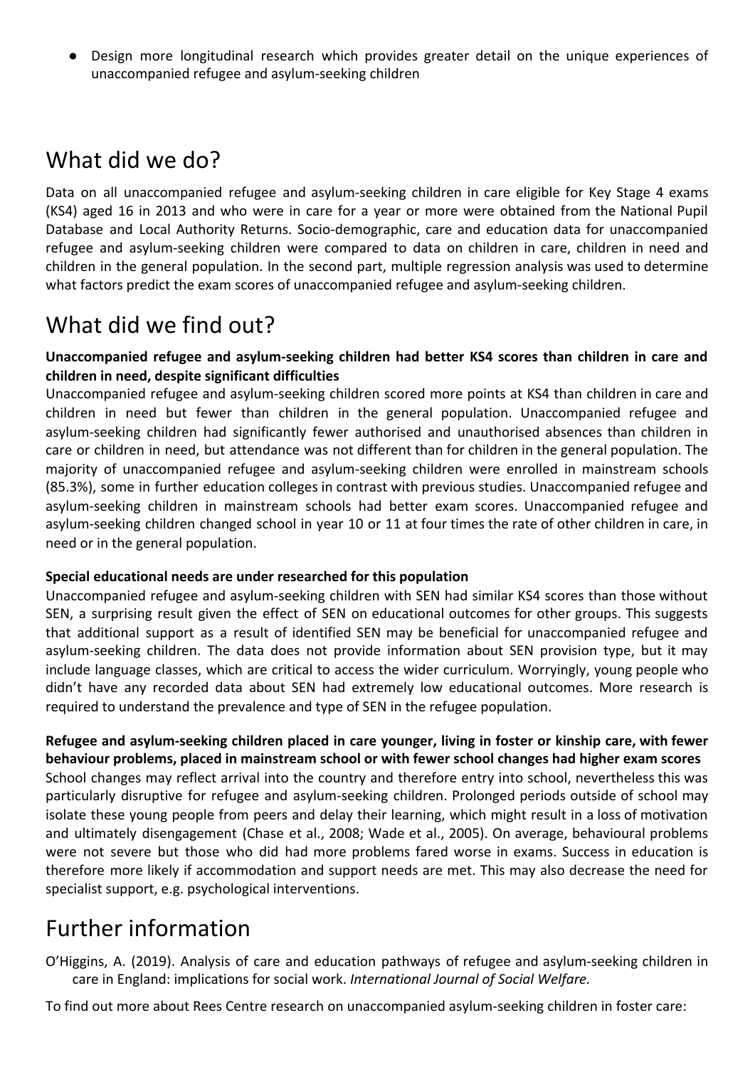- Design more longitudinal research which provides greater detail on the unique experiences of unaccompanied refugee and asylum-seeking children

## What did we do?

Data on all unaccompanied refugee and asylum-seeking children in care eligible for Key Stage 4 exams (KS4) aged 16 in 2013 and who were in care for a year or more were obtained from the National Pupil Database and Local Authority Returns. Socio-demographic, care and education data for unaccompanied refugee and asylum-seeking children were compared to data on children in care, children in need and children in the general population. In the second part, multiple regression analysis was used to determine what factors predict the exam scores of unaccompanied refugee and asylum-seeking children.

## What did we find out?

**Unaccompanied refugee and asylum-seeking children had better KS4 scores than children in care and children in need, despite significant difficulties**

Unaccompanied refugee and asylum-seeking children scored more points at KS4 than children in care and children in need but fewer than children in the general population. Unaccompanied refugee and asylum-seeking children had significantly fewer authorised and unauthorised absences than children in care or children in need, but attendance was not different than for children in the general population. The majority of unaccompanied refugee and asylum-seeking children were enrolled in mainstream schools (85.3%), some in further education colleges in contrast with previous studies. Unaccompanied refugee and asylum-seeking children in mainstream schools had better exam scores. Unaccompanied refugee and asylum-seeking children changed school in year 10 or 11 at four times the rate of other children in care, in need or in the general population.

**Special educational needs are under researched for this population**

Unaccompanied refugee and asylum-seeking children with SEN had similar KS4 scores than those without SEN, a surprising result given the effect of SEN on educational outcomes for other groups. This suggests that additional support as a result of identified SEN may be beneficial for unaccompanied refugee and asylum-seeking children. The data does not provide information about SEN provision type, but it may include language classes, which are critical to access the wider curriculum. Worryingly, young people who didn't have any recorded data about SEN had extremely low educational outcomes. More research is required to understand the prevalence and type of SEN in the refugee population.

**Refugee and asylum-seeking children placed in care younger, living in foster or kinship care, with fewer behaviour problems, placed in mainstream school or with fewer school changes had higher exam scores**

School changes may reflect arrival into the country and therefore entry into school, nevertheless this was particularly disruptive for refugee and asylum-seeking children. Prolonged periods outside of school may isolate these young people from peers and delay their learning, which might result in a loss of motivation and ultimately disengagement (Chase et al., 2008; Wade et al., 2005). On average, behavioural problems were not severe but those who did had more problems fared worse in exams. Success in education is therefore more likely if accommodation and support needs are met. This may also decrease the need for specialist support, e.g. psychological interventions.

## Further information

O'Higgins, A. (2019). Analysis of care and education pathways of refugee and asylum-seeking children in care in England: implications for social work. *International Journal of Social Welfare.*

To find out more about Rees Centre research on unaccompanied asylum-seeking children in foster care: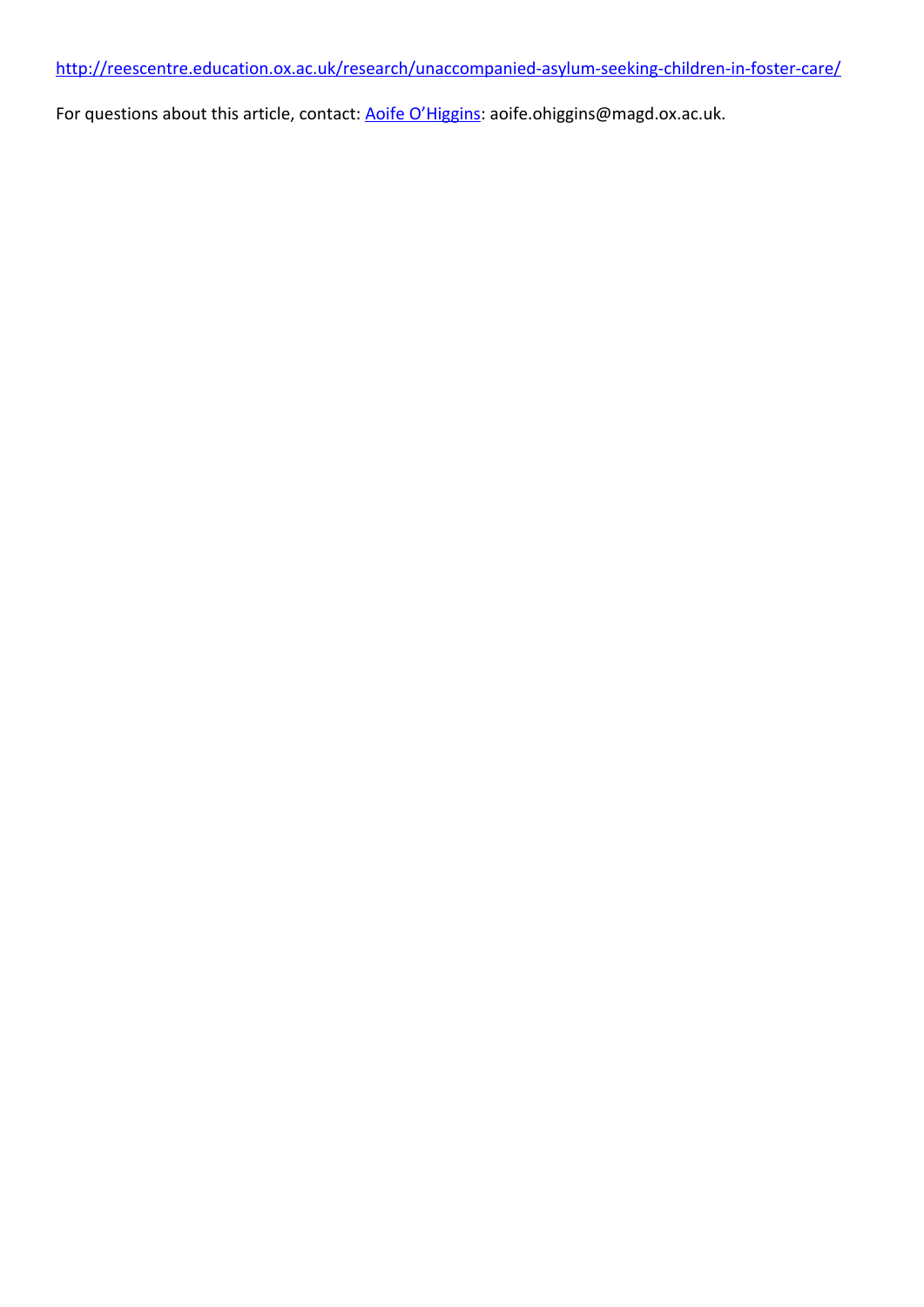http://reescentre.education.ox.ac.uk/research/unaccompanied-asylum-seeking-children-in-foster-care/

For questions about this article, contact: Aoife O'Higgins: aoife.ohiggins@magd.ox.ac.uk.